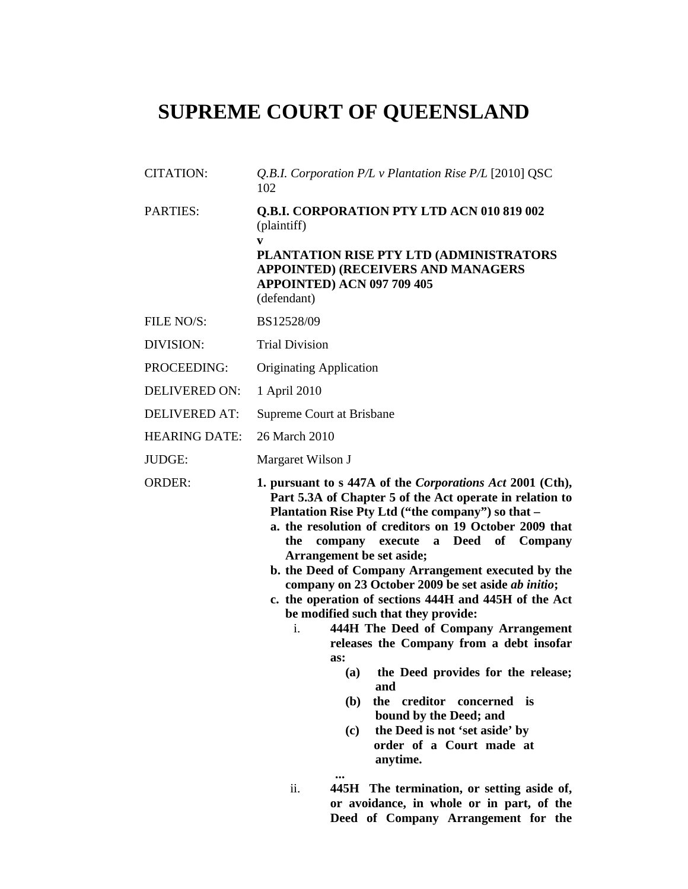# SUPREME COURT OF QUEENSLAND

| | |
|---|---|
| CITATION: | *Q.B.I. Corporation P/L v Plantation Rise P/L* [2010] QSC 102 |
| PARTIES: | **Q.B.I. CORPORATION PTY LTD ACN 010 819 002** (plaintiff) **v** **PLANTATION RISE PTY LTD (ADMINISTRATORS APPOINTED) (RECEIVERS AND MANAGERS APPOINTED) ACN 097 709 405** (defendant) |
| FILE NO/S: | BS12528/09 |
| DIVISION: | Trial Division |
| PROCEEDING: | Originating Application |
| DELIVERED ON: | 1 April 2010 |
| DELIVERED AT: | Supreme Court at Brisbane |
| HEARING DATE: | 26 March 2010 |
| JUDGE: | Margaret Wilson J |

ORDER:

**1. pursuant to s 447A of the *Corporations Act* 2001 (Cth), Part 5.3A of Chapter 5 of the Act operate in relation to Plantation Rise Pty Ltd ("the company") so that –**

**a. the resolution of creditors on 19 October 2009 that the company execute a Deed of Company Arrangement be set aside;**

**b. the Deed of Company Arrangement executed by the company on 23 October 2009 be set aside *ab initio*;**

**c. the operation of sections 444H and 445H of the Act be modified such that they provide:**

i. **444H The Deed of Company Arrangement releases the Company from a debt insofar as:**

**(a) the Deed provides for the release; and**

**(b) the creditor concerned is bound by the Deed; and**

**(c) the Deed is not 'set aside' by order of a Court made at anytime.**

**...**

ii. **445H The termination, or setting aside of, or avoidance, in whole or in part, of the Deed of Company Arrangement for the**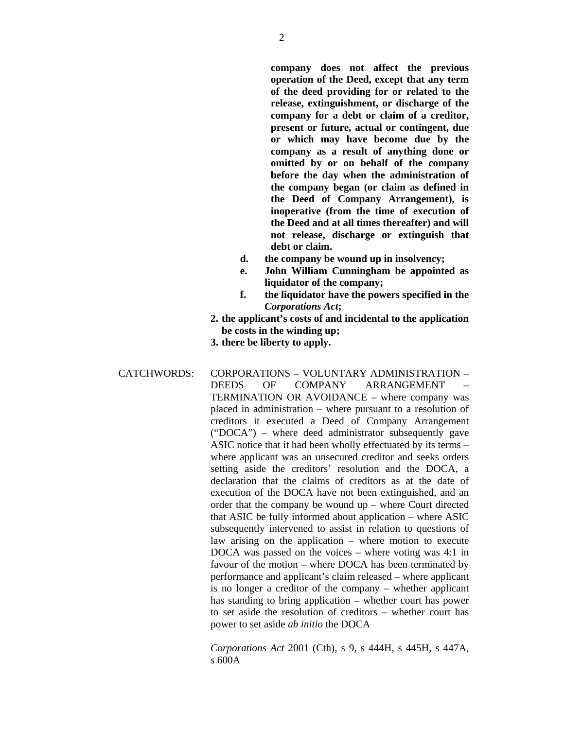**company does not affect the previous operation of the Deed, except that any term of the deed providing for or related to the release, extinguishment, or discharge of the company for a debt or claim of a creditor, present or future, actual or contingent, due or which may have become due by the company as a result of anything done or omitted by or on behalf of the company before the day when the administration of the company began (or claim as defined in the Deed of Company Arrangement), is inoperative (from the time of execution of the Deed and at all times thereafter) and will not release, discharge or extinguish that debt or claim.**

**d. the company be wound up in insolvency;**

**e. John William Cunningham be appointed as liquidator of the company;**

**f. the liquidator have the powers specified in the *Corporations Act*;**

**2. the applicant's costs of and incidental to the application be costs in the winding up;**

**3. there be liberty to apply.**

CATCHWORDS: CORPORATIONS – VOLUNTARY ADMINISTRATION – DEEDS OF COMPANY ARRANGEMENT – TERMINATION OR AVOIDANCE – where company was placed in administration – where pursuant to a resolution of creditors it executed a Deed of Company Arrangement ("DOCA") – where deed administrator subsequently gave ASIC notice that it had been wholly effectuated by its terms – where applicant was an unsecured creditor and seeks orders setting aside the creditors' resolution and the DOCA, a declaration that the claims of creditors as at the date of execution of the DOCA have not been extinguished, and an order that the company be wound up – where Court directed that ASIC be fully informed about application – where ASIC subsequently intervened to assist in relation to questions of law arising on the application – where motion to execute DOCA was passed on the voices – where voting was 4:1 in favour of the motion – where DOCA has been terminated by performance and applicant's claim released – where applicant is no longer a creditor of the company – whether applicant has standing to bring application – whether court has power to set aside the resolution of creditors – whether court has power to set aside *ab initio* the DOCA

*Corporations Act* 2001 (Cth), s 9, s 444H, s 445H, s 447A, s 600A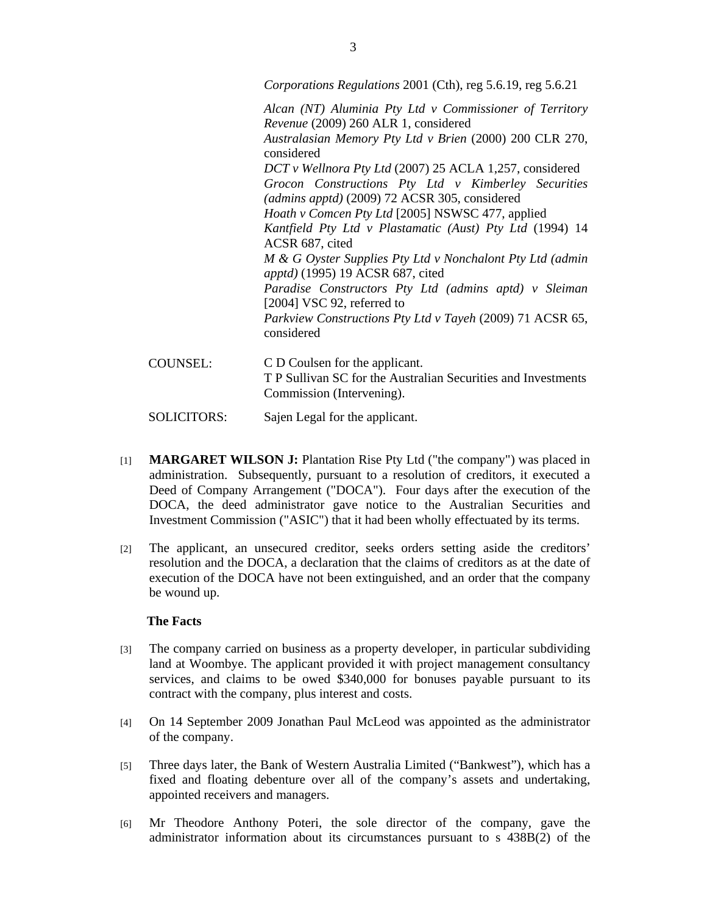*Corporations Regulations* 2001 (Cth), reg 5.6.19, reg 5.6.21

*Alcan (NT) Aluminia Pty Ltd v Commissioner of Territory Revenue* (2009) 260 ALR 1, considered
*Australasian Memory Pty Ltd v Brien* (2000) 200 CLR 270, considered
*DCT v Wellnora Pty Ltd* (2007) 25 ACLA 1,257, considered
*Grocon Constructions Pty Ltd v Kimberley Securities (admins apptd)* (2009) 72 ACSR 305, considered
*Hoath v Comcen Pty Ltd* [2005] NSWSC 477, applied
*Kantfield Pty Ltd v Plastamatic (Aust) Pty Ltd* (1994) 14 ACSR 687, cited
*M & G Oyster Supplies Pty Ltd v Nonchalont Pty Ltd (admin apptd)* (1995) 19 ACSR 687, cited
*Paradise Constructors Pty Ltd (admins aptd) v Sleiman* [2004] VSC 92, referred to
*Parkview Constructions Pty Ltd v Tayeh* (2009) 71 ACSR 65, considered

COUNSEL: C D Coulsen for the applicant.
T P Sullivan SC for the Australian Securities and Investments Commission (Intervening).

SOLICITORS: Sajen Legal for the applicant.

[1] **MARGARET WILSON J:** Plantation Rise Pty Ltd ("the company") was placed in administration. Subsequently, pursuant to a resolution of creditors, it executed a Deed of Company Arrangement ("DOCA"). Four days after the execution of the DOCA, the deed administrator gave notice to the Australian Securities and Investment Commission ("ASIC") that it had been wholly effectuated by its terms.

[2] The applicant, an unsecured creditor, seeks orders setting aside the creditors' resolution and the DOCA, a declaration that the claims of creditors as at the date of execution of the DOCA have not been extinguished, and an order that the company be wound up.

**The Facts**

[3] The company carried on business as a property developer, in particular subdividing land at Woombye. The applicant provided it with project management consultancy services, and claims to be owed $340,000 for bonuses payable pursuant to its contract with the company, plus interest and costs.

[4] On 14 September 2009 Jonathan Paul McLeod was appointed as the administrator of the company.

[5] Three days later, the Bank of Western Australia Limited ("Bankwest"), which has a fixed and floating debenture over all of the company's assets and undertaking, appointed receivers and managers.

[6] Mr Theodore Anthony Poteri, the sole director of the company, gave the administrator information about its circumstances pursuant to s 438B(2) of the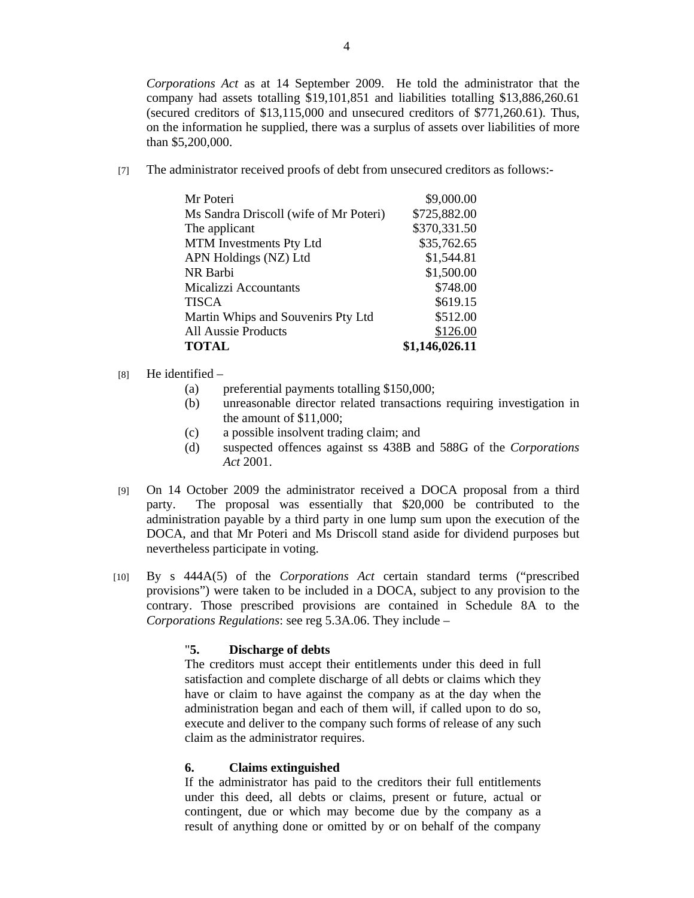*Corporations Act* as at 14 September 2009. He told the administrator that the company had assets totalling $19,101,851 and liabilities totalling $13,886,260.61 (secured creditors of $13,115,000 and unsecured creditors of $771,260.61). Thus, on the information he supplied, there was a surplus of assets over liabilities of more than $5,200,000.

[7] The administrator received proofs of debt from unsecured creditors as follows:-

| | |
|---|---:|
| Mr Poteri | $9,000.00 |
| Ms Sandra Driscoll (wife of Mr Poteri) | $725,882.00 |
| The applicant | $370,331.50 |
| MTM Investments Pty Ltd | $35,762.65 |
| APN Holdings (NZ) Ltd | $1,544.81 |
| NR Barbi | $1,500.00 |
| Micalizzi Accountants | $748.00 |
| TISCA | $619.15 |
| Martin Whips and Souvenirs Pty Ltd | $512.00 |
| All Aussie Products | $126.00 |
| **TOTAL** | **$1,146,026.11** |

[8] He identified –

(a) preferential payments totalling $150,000;

(b) unreasonable director related transactions requiring investigation in the amount of $11,000;

(c) a possible insolvent trading claim; and

(d) suspected offences against ss 438B and 588G of the *Corporations Act* 2001.

[9] On 14 October 2009 the administrator received a DOCA proposal from a third party. The proposal was essentially that $20,000 be contributed to the administration payable by a third party in one lump sum upon the execution of the DOCA, and that Mr Poteri and Ms Driscoll stand aside for dividend purposes but nevertheless participate in voting.

[10] By s 444A(5) of the *Corporations Act* certain standard terms ("prescribed provisions") were taken to be included in a DOCA, subject to any provision to the contrary. Those prescribed provisions are contained in Schedule 8A to the *Corporations Regulations*: see reg 5.3A.06. They include –

> "**5. Discharge of debts**
> The creditors must accept their entitlements under this deed in full satisfaction and complete discharge of all debts or claims which they have or claim to have against the company as at the day when the administration began and each of them will, if called upon to do so, execute and deliver to the company such forms of release of any such claim as the administrator requires.
>
> **6. Claims extinguished**
> If the administrator has paid to the creditors their full entitlements under this deed, all debts or claims, present or future, actual or contingent, due or which may become due by the company as a result of anything done or omitted by or on behalf of the company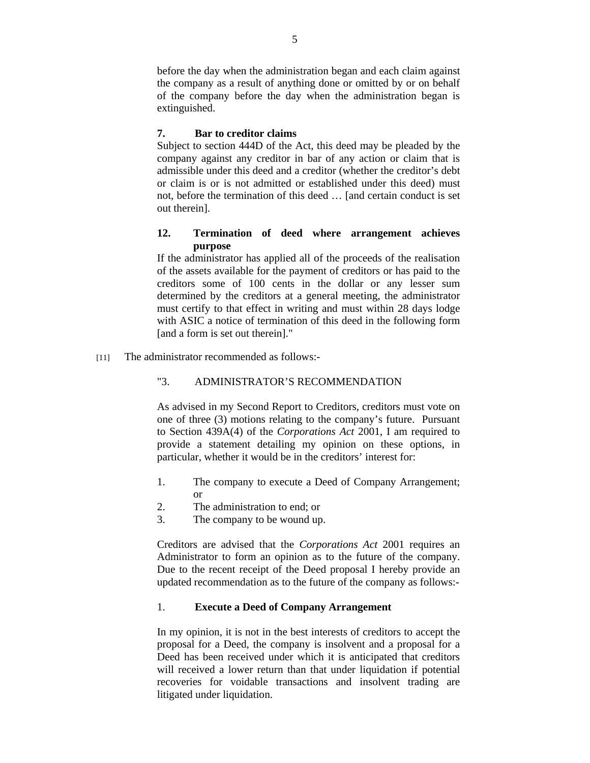before the day when the administration began and each claim against the company as a result of anything done or omitted by or on behalf of the company before the day when the administration began is extinguished.

> **7. Bar to creditor claims**
>
> Subject to section 444D of the Act, this deed may be pleaded by the company against any creditor in bar of any action or claim that is admissible under this deed and a creditor (whether the creditor's debt or claim is or is not admitted or established under this deed) must not, before the termination of this deed … [and certain conduct is set out therein].
>
> **12. Termination of deed where arrangement achieves purpose**
>
> If the administrator has applied all of the proceeds of the realisation of the assets available for the payment of creditors or has paid to the creditors some of 100 cents in the dollar or any lesser sum determined by the creditors at a general meeting, the administrator must certify to that effect in writing and must within 28 days lodge with ASIC a notice of termination of this deed in the following form [and a form is set out therein]."

[11] The administrator recommended as follows:-

> "3. ADMINISTRATOR'S RECOMMENDATION
>
> As advised in my Second Report to Creditors, creditors must vote on one of three (3) motions relating to the company's future. Pursuant to Section 439A(4) of the *Corporations Act* 2001, I am required to provide a statement detailing my opinion on these options, in particular, whether it would be in the creditors' interest for:
>
> 1. The company to execute a Deed of Company Arrangement; or
> 2. The administration to end; or
> 3. The company to be wound up.
>
> Creditors are advised that the *Corporations Act* 2001 requires an Administrator to form an opinion as to the future of the company. Due to the recent receipt of the Deed proposal I hereby provide an updated recommendation as to the future of the company as follows:-
>
> 1. **Execute a Deed of Company Arrangement**
>
> In my opinion, it is not in the best interests of creditors to accept the proposal for a Deed, the company is insolvent and a proposal for a Deed has been received under which it is anticipated that creditors will received a lower return than that under liquidation if potential recoveries for voidable transactions and insolvent trading are litigated under liquidation.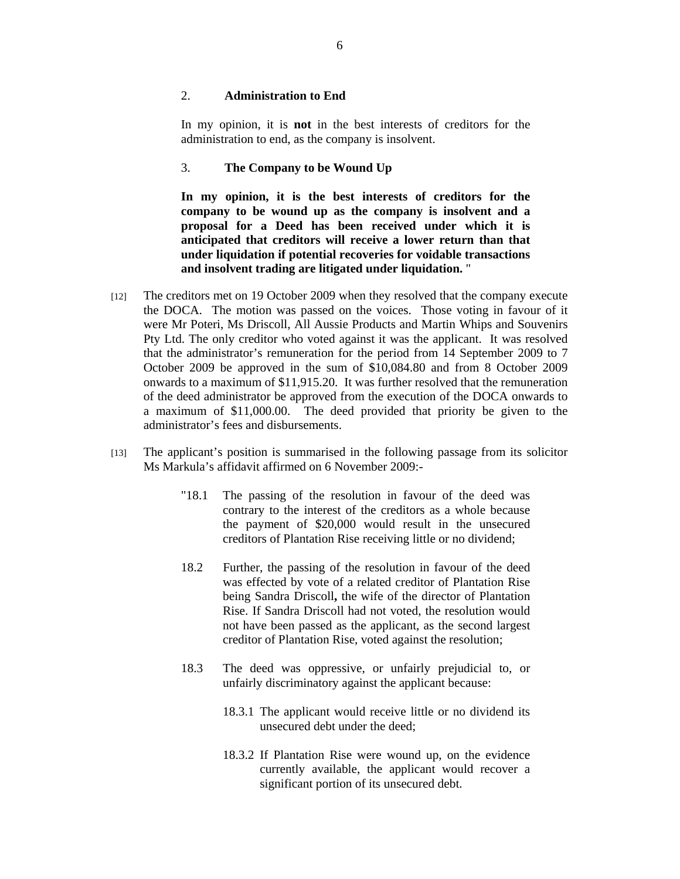2. **Administration to End**

In my opinion, it is **not** in the best interests of creditors for the administration to end, as the company is insolvent.

3. **The Company to be Wound Up**

**In my opinion, it is the best interests of creditors for the company to be wound up as the company is insolvent and a proposal for a Deed has been received under which it is anticipated that creditors will receive a lower return than that under liquidation if potential recoveries for voidable transactions and insolvent trading are litigated under liquidation.** "

[12] The creditors met on 19 October 2009 when they resolved that the company execute the DOCA. The motion was passed on the voices. Those voting in favour of it were Mr Poteri, Ms Driscoll, All Aussie Products and Martin Whips and Souvenirs Pty Ltd. The only creditor who voted against it was the applicant. It was resolved that the administrator's remuneration for the period from 14 September 2009 to 7 October 2009 be approved in the sum of $10,084.80 and from 8 October 2009 onwards to a maximum of $11,915.20. It was further resolved that the remuneration of the deed administrator be approved from the execution of the DOCA onwards to a maximum of $11,000.00. The deed provided that priority be given to the administrator's fees and disbursements.

[13] The applicant's position is summarised in the following passage from its solicitor Ms Markula's affidavit affirmed on 6 November 2009:-

> "18.1 The passing of the resolution in favour of the deed was contrary to the interest of the creditors as a whole because the payment of $20,000 would result in the unsecured creditors of Plantation Rise receiving little or no dividend;
>
> 18.2 Further, the passing of the resolution in favour of the deed was effected by vote of a related creditor of Plantation Rise being Sandra Driscoll**,** the wife of the director of Plantation Rise. If Sandra Driscoll had not voted, the resolution would not have been passed as the applicant, as the second largest creditor of Plantation Rise, voted against the resolution;
>
> 18.3 The deed was oppressive, or unfairly prejudicial to, or unfairly discriminatory against the applicant because:
>
> 18.3.1 The applicant would receive little or no dividend its unsecured debt under the deed;
>
> 18.3.2 If Plantation Rise were wound up, on the evidence currently available, the applicant would recover a significant portion of its unsecured debt.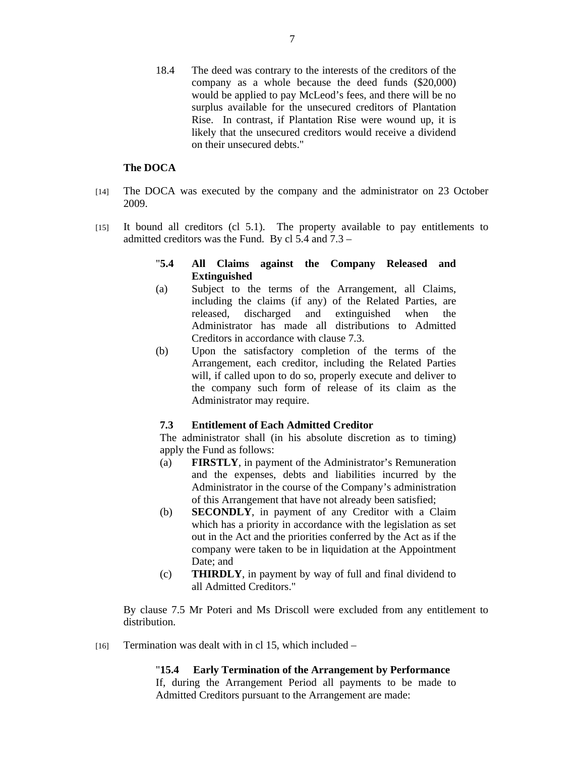18.4 The deed was contrary to the interests of the creditors of the company as a whole because the deed funds ($20,000) would be applied to pay McLeod's fees, and there will be no surplus available for the unsecured creditors of Plantation Rise. In contrast, if Plantation Rise were wound up, it is likely that the unsecured creditors would receive a dividend on their unsecured debts."

**The DOCA**

[14] The DOCA was executed by the company and the administrator on 23 October 2009.

[15] It bound all creditors (cl 5.1). The property available to pay entitlements to admitted creditors was the Fund. By cl 5.4 and 7.3 –

> "**5.4 All Claims against the Company Released and Extinguished**
>
> (a) Subject to the terms of the Arrangement, all Claims, including the claims (if any) of the Related Parties, are released, discharged and extinguished when the Administrator has made all distributions to Admitted Creditors in accordance with clause 7.3.
>
> (b) Upon the satisfactory completion of the terms of the Arrangement, each creditor, including the Related Parties will, if called upon to do so, properly execute and deliver to the company such form of release of its claim as the Administrator may require.
>
> **7.3 Entitlement of Each Admitted Creditor**
>
> The administrator shall (in his absolute discretion as to timing) apply the Fund as follows:
>
> (a) **FIRSTLY**, in payment of the Administrator's Remuneration and the expenses, debts and liabilities incurred by the Administrator in the course of the Company's administration of this Arrangement that have not already been satisfied;
>
> (b) **SECONDLY**, in payment of any Creditor with a Claim which has a priority in accordance with the legislation as set out in the Act and the priorities conferred by the Act as if the company were taken to be in liquidation at the Appointment Date; and
>
> (c) **THIRDLY**, in payment by way of full and final dividend to all Admitted Creditors."

By clause 7.5 Mr Poteri and Ms Driscoll were excluded from any entitlement to distribution.

[16] Termination was dealt with in cl 15, which included –

> "**15.4 Early Termination of the Arrangement by Performance**
>
> If, during the Arrangement Period all payments to be made to Admitted Creditors pursuant to the Arrangement are made: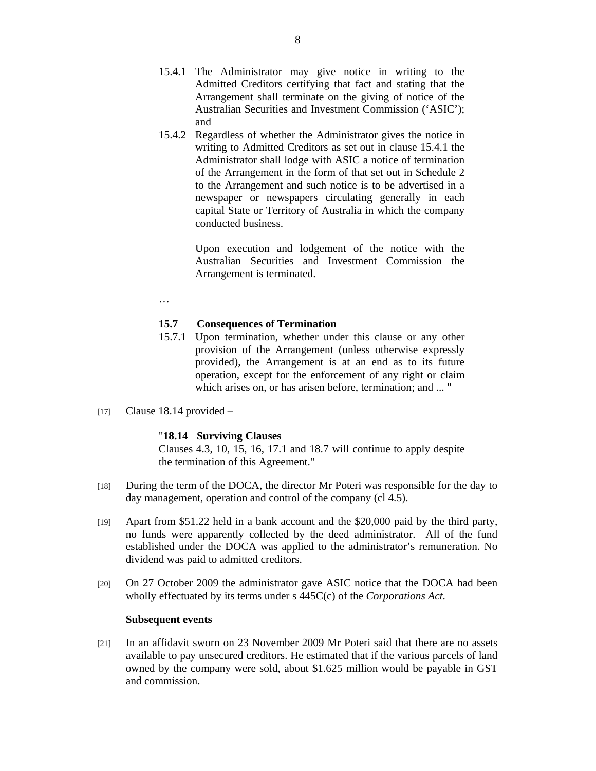15.4.1 The Administrator may give notice in writing to the Admitted Creditors certifying that fact and stating that the Arrangement shall terminate on the giving of notice of the Australian Securities and Investment Commission ('ASIC'); and

15.4.2 Regardless of whether the Administrator gives the notice in writing to Admitted Creditors as set out in clause 15.4.1 the Administrator shall lodge with ASIC a notice of termination of the Arrangement in the form of that set out in Schedule 2 to the Arrangement and such notice is to be advertised in a newspaper or newspapers circulating generally in each capital State or Territory of Australia in which the company conducted business.

Upon execution and lodgement of the notice with the Australian Securities and Investment Commission the Arrangement is terminated.

…

**15.7 Consequences of Termination**

15.7.1 Upon termination, whether under this clause or any other provision of the Arrangement (unless otherwise expressly provided), the Arrangement is at an end as to its future operation, except for the enforcement of any right or claim which arises on, or has arisen before, termination; and ... "

[17] Clause 18.14 provided –

> "**18.14 Surviving Clauses**
> Clauses 4.3, 10, 15, 16, 17.1 and 18.7 will continue to apply despite the termination of this Agreement."

[18] During the term of the DOCA, the director Mr Poteri was responsible for the day to day management, operation and control of the company (cl 4.5).

[19] Apart from $51.22 held in a bank account and the $20,000 paid by the third party, no funds were apparently collected by the deed administrator. All of the fund established under the DOCA was applied to the administrator's remuneration. No dividend was paid to admitted creditors.

[20] On 27 October 2009 the administrator gave ASIC notice that the DOCA had been wholly effectuated by its terms under s 445C(c) of the *Corporations Act*.

**Subsequent events**

[21] In an affidavit sworn on 23 November 2009 Mr Poteri said that there are no assets available to pay unsecured creditors. He estimated that if the various parcels of land owned by the company were sold, about $1.625 million would be payable in GST and commission.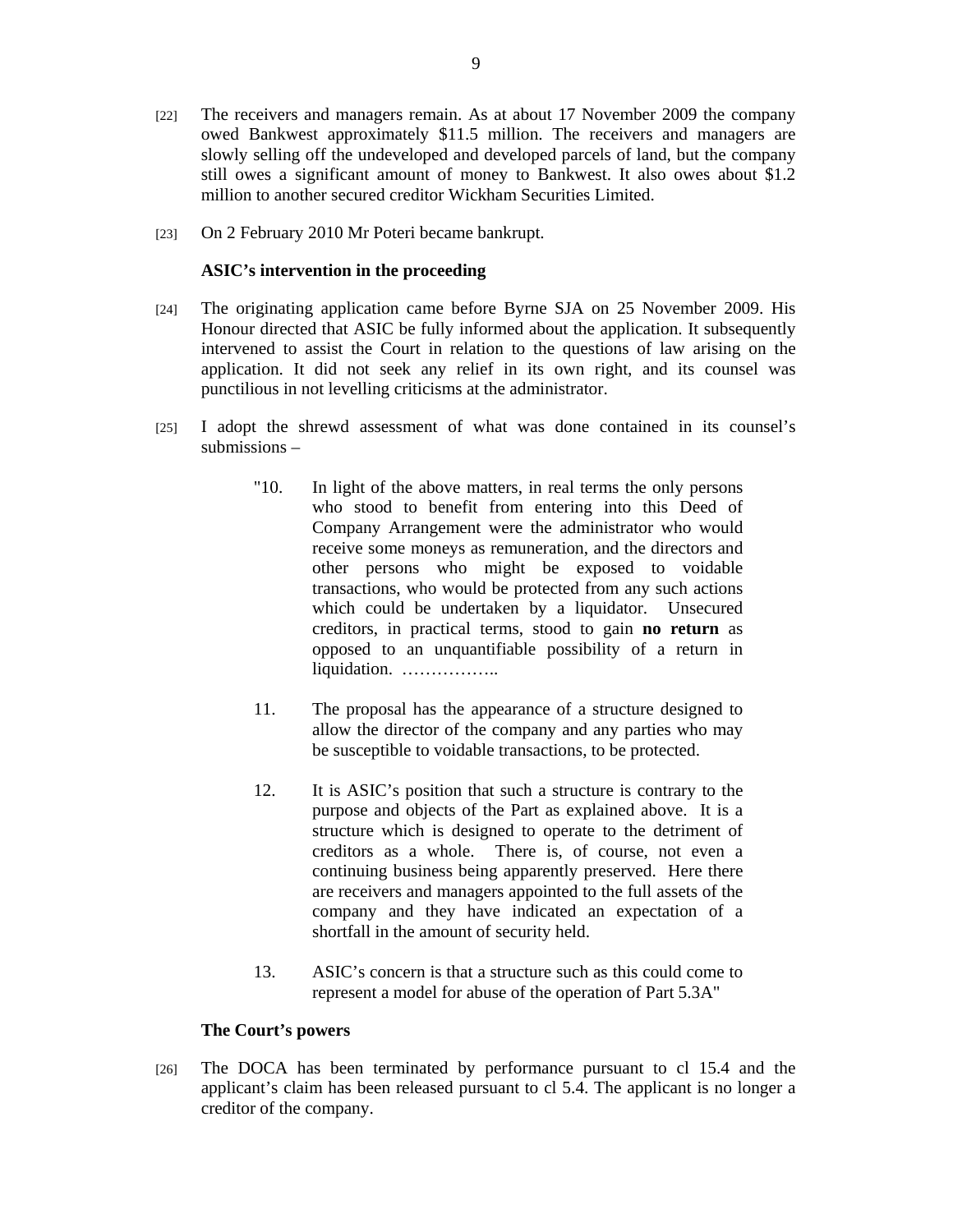[22] The receivers and managers remain. As at about 17 November 2009 the company owed Bankwest approximately $11.5 million. The receivers and managers are slowly selling off the undeveloped and developed parcels of land, but the company still owes a significant amount of money to Bankwest. It also owes about $1.2 million to another secured creditor Wickham Securities Limited.

[23] On 2 February 2010 Mr Poteri became bankrupt.

**ASIC's intervention in the proceeding**

[24] The originating application came before Byrne SJA on 25 November 2009. His Honour directed that ASIC be fully informed about the application. It subsequently intervened to assist the Court in relation to the questions of law arising on the application. It did not seek any relief in its own right, and its counsel was punctilious in not levelling criticisms at the administrator.

[25] I adopt the shrewd assessment of what was done contained in its counsel's submissions –

> "10. In light of the above matters, in real terms the only persons who stood to benefit from entering into this Deed of Company Arrangement were the administrator who would receive some moneys as remuneration, and the directors and other persons who might be exposed to voidable transactions, who would be protected from any such actions which could be undertaken by a liquidator. Unsecured creditors, in practical terms, stood to gain **no return** as opposed to an unquantifiable possibility of a return in liquidation. ……………..
>
> 11. The proposal has the appearance of a structure designed to allow the director of the company and any parties who may be susceptible to voidable transactions, to be protected.
>
> 12. It is ASIC's position that such a structure is contrary to the purpose and objects of the Part as explained above. It is a structure which is designed to operate to the detriment of creditors as a whole. There is, of course, not even a continuing business being apparently preserved. Here there are receivers and managers appointed to the full assets of the company and they have indicated an expectation of a shortfall in the amount of security held.
>
> 13. ASIC's concern is that a structure such as this could come to represent a model for abuse of the operation of Part 5.3A"

**The Court's powers**

[26] The DOCA has been terminated by performance pursuant to cl 15.4 and the applicant's claim has been released pursuant to cl 5.4. The applicant is no longer a creditor of the company.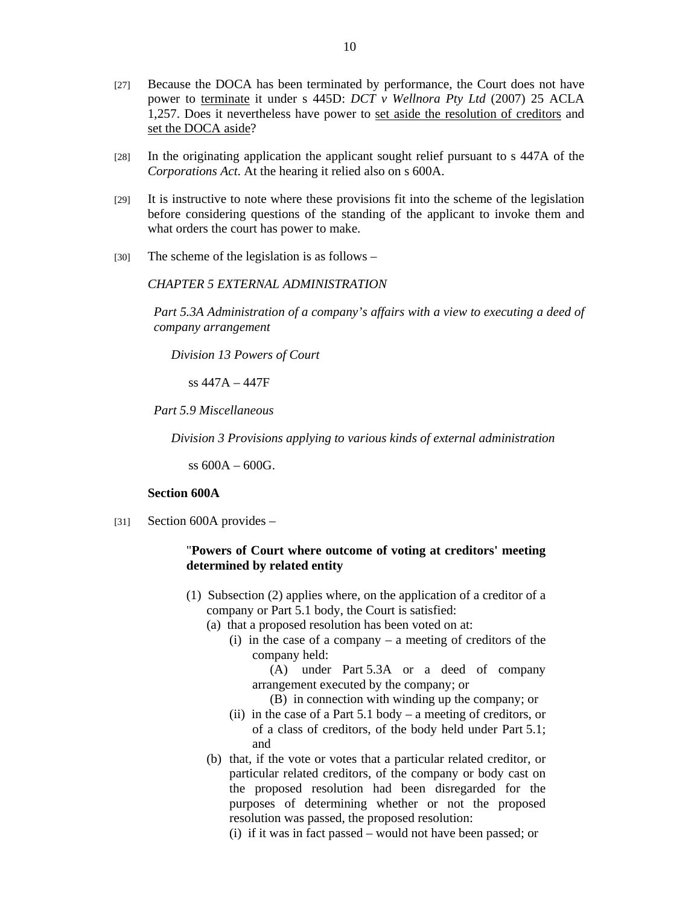[27] Because the DOCA has been terminated by performance, the Court does not have power to <u>terminate</u> it under s 445D: *DCT v Wellnora Pty Ltd* (2007) 25 ACLA 1,257. Does it nevertheless have power to <u>set aside the resolution of creditors</u> and <u>set the DOCA aside</u>?

[28] In the originating application the applicant sought relief pursuant to s 447A of the *Corporations Act*. At the hearing it relied also on s 600A.

[29] It is instructive to note where these provisions fit into the scheme of the legislation before considering questions of the standing of the applicant to invoke them and what orders the court has power to make.

[30] The scheme of the legislation is as follows –

*CHAPTER 5 EXTERNAL ADMINISTRATION*

*Part 5.3A Administration of a company's affairs with a view to executing a deed of company arrangement*

*Division 13 Powers of Court*

ss 447A – 447F

*Part 5.9 Miscellaneous*

*Division 3 Provisions applying to various kinds of external administration*

ss 600A – 600G.

**Section 600A**

[31] Section 600A provides –

> "**Powers of Court where outcome of voting at creditors' meeting determined by related entity**
>
> (1) Subsection (2) applies where, on the application of a creditor of a company or Part 5.1 body, the Court is satisfied:
>
> (a) that a proposed resolution has been voted on at:
>
> (i) in the case of a company – a meeting of creditors of the company held:
>
> (A) under Part 5.3A or a deed of company arrangement executed by the company; or
>
> (B) in connection with winding up the company; or
>
> (ii) in the case of a Part 5.1 body – a meeting of creditors, or of a class of creditors, of the body held under Part 5.1; and
>
> (b) that, if the vote or votes that a particular related creditor, or particular related creditors, of the company or body cast on the proposed resolution had been disregarded for the purposes of determining whether or not the proposed resolution was passed, the proposed resolution:
>
> (i) if it was in fact passed – would not have been passed; or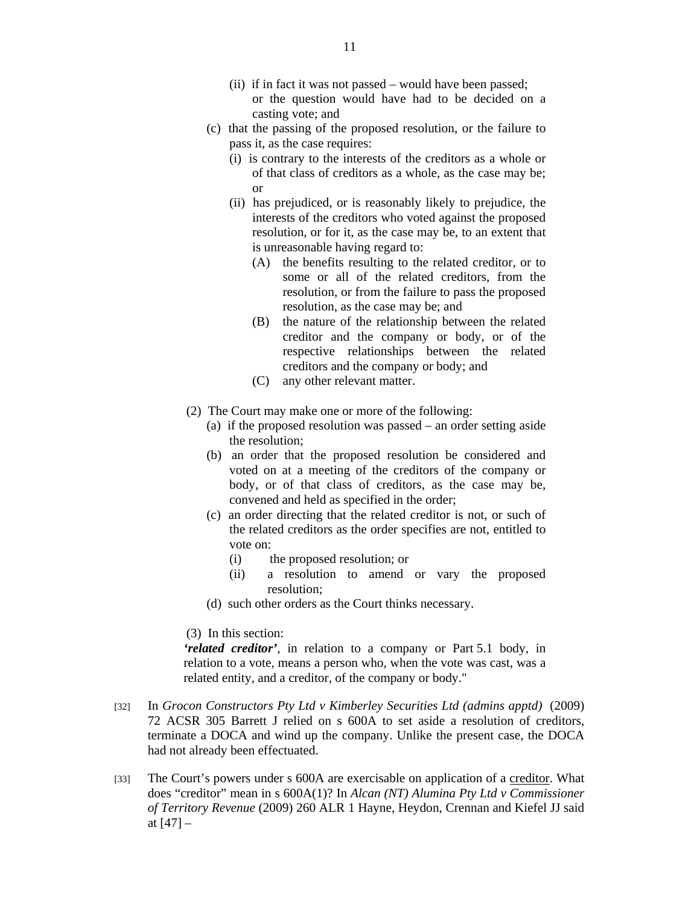(ii) if in fact it was not passed – would have been passed;

or the question would have had to be decided on a casting vote; and

(c) that the passing of the proposed resolution, or the failure to pass it, as the case requires:

(i) is contrary to the interests of the creditors as a whole or of that class of creditors as a whole, as the case may be; or

(ii) has prejudiced, or is reasonably likely to prejudice, the interests of the creditors who voted against the proposed resolution, or for it, as the case may be, to an extent that is unreasonable having regard to:

(A) the benefits resulting to the related creditor, or to some or all of the related creditors, from the resolution, or from the failure to pass the proposed resolution, as the case may be; and

(B) the nature of the relationship between the related creditor and the company or body, or of the respective relationships between the related creditors and the company or body; and

(C) any other relevant matter.

(2) The Court may make one or more of the following:

(a) if the proposed resolution was passed – an order setting aside the resolution;

(b) an order that the proposed resolution be considered and voted on at a meeting of the creditors of the company or body, or of that class of creditors, as the case may be, convened and held as specified in the order;

(c) an order directing that the related creditor is not, or such of the related creditors as the order specifies are not, entitled to vote on:

(i) the proposed resolution; or

(ii) a resolution to amend or vary the proposed resolution;

(d) such other orders as the Court thinks necessary.

(3) In this section:

***'related creditor'***, in relation to a company or Part 5.1 body, in relation to a vote, means a person who, when the vote was cast, was a related entity, and a creditor, of the company or body."

[32] In *Grocon Constructors Pty Ltd v Kimberley Securities Ltd (admins apptd)* (2009) 72 ACSR 305 Barrett J relied on s 600A to set aside a resolution of creditors, terminate a DOCA and wind up the company. Unlike the present case, the DOCA had not already been effectuated.

[33] The Court's powers under s 600A are exercisable on application of a <u>creditor</u>. What does "creditor" mean in s 600A(1)? In *Alcan (NT) Alumina Pty Ltd v Commissioner of Territory Revenue* (2009) 260 ALR 1 Hayne, Heydon, Crennan and Kiefel JJ said at [47] –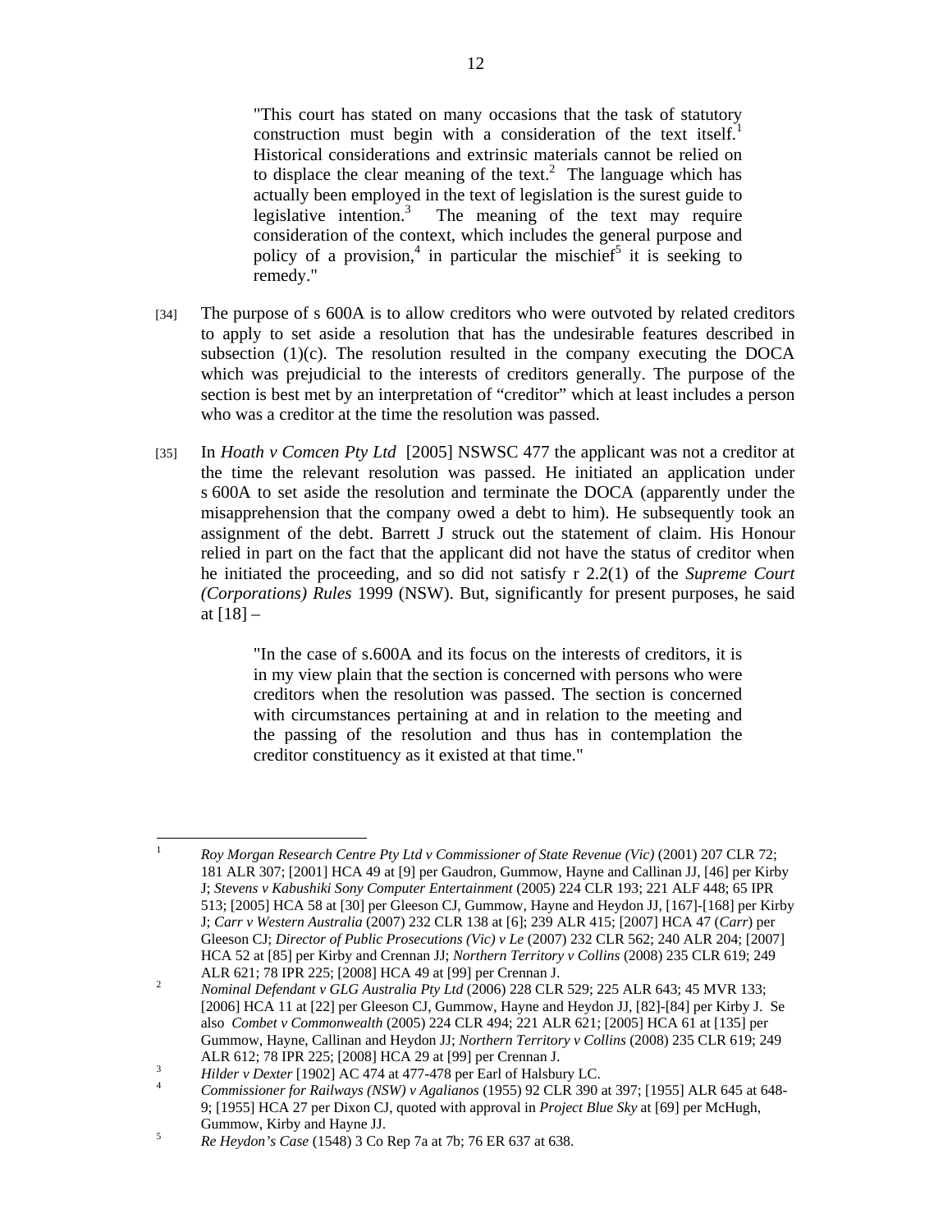> "This court has stated on many occasions that the task of statutory construction must begin with a consideration of the text itself.[1] Historical considerations and extrinsic materials cannot be relied on to displace the clear meaning of the text.[2] The language which has actually been employed in the text of legislation is the surest guide to legislative intention.[3] The meaning of the text may require consideration of the context, which includes the general purpose and policy of a provision,[4] in particular the mischief[5] it is seeking to remedy."

[34] The purpose of s 600A is to allow creditors who were outvoted by related creditors to apply to set aside a resolution that has the undesirable features described in subsection (1)(c). The resolution resulted in the company executing the DOCA which was prejudicial to the interests of creditors generally. The purpose of the section is best met by an interpretation of "creditor" which at least includes a person who was a creditor at the time the resolution was passed.

[35] In *Hoath v Comcen Pty Ltd* [2005] NSWSC 477 the applicant was not a creditor at the time the relevant resolution was passed. He initiated an application under s 600A to set aside the resolution and terminate the DOCA (apparently under the misapprehension that the company owed a debt to him). He subsequently took an assignment of the debt. Barrett J struck out the statement of claim. His Honour relied in part on the fact that the applicant did not have the status of creditor when he initiated the proceeding, and so did not satisfy r 2.2(1) of the *Supreme Court (Corporations) Rules* 1999 (NSW). But, significantly for present purposes, he said at [18] –

> "In the case of s.600A and its focus on the interests of creditors, it is in my view plain that the section is concerned with persons who were creditors when the resolution was passed. The section is concerned with circumstances pertaining at and in relation to the meeting and the passing of the resolution and thus has in contemplation the creditor constituency as it existed at that time."

---

1. *Roy Morgan Research Centre Pty Ltd v Commissioner of State Revenue (Vic)* (2001) 207 CLR 72; 181 ALR 307; [2001] HCA 49 at [9] per Gaudron, Gummow, Hayne and Callinan JJ, [46] per Kirby J; *Stevens v Kabushiki Sony Computer Entertainment* (2005) 224 CLR 193; 221 ALF 448; 65 IPR 513; [2005] HCA 58 at [30] per Gleeson CJ, Gummow, Hayne and Heydon JJ, [167]-[168] per Kirby J; *Carr v Western Australia* (2007) 232 CLR 138 at [6]; 239 ALR 415; [2007] HCA 47 (*Carr*) per Gleeson CJ; *Director of Public Prosecutions (Vic) v Le* (2007) 232 CLR 562; 240 ALR 204; [2007] HCA 52 at [85] per Kirby and Crennan JJ; *Northern Territory v Collins* (2008) 235 CLR 619; 249 ALR 621; 78 IPR 225; [2008] HCA 49 at [99] per Crennan J.
2. *Nominal Defendant v GLG Australia Pty Ltd* (2006) 228 CLR 529; 225 ALR 643; 45 MVR 133; [2006] HCA 11 at [22] per Gleeson CJ, Gummow, Hayne and Heydon JJ, [82]-[84] per Kirby J. Se also *Combet v Commonwealth* (2005) 224 CLR 494; 221 ALR 621; [2005] HCA 61 at [135] per Gummow, Hayne, Callinan and Heydon JJ; *Northern Territory v Collins* (2008) 235 CLR 619; 249 ALR 612; 78 IPR 225; [2008] HCA 29 at [99] per Crennan J.
3. *Hilder v Dexter* [1902] AC 474 at 477-478 per Earl of Halsbury LC.
4. *Commissioner for Railways (NSW) v Agalianos* (1955) 92 CLR 390 at 397; [1955] ALR 645 at 648-9; [1955] HCA 27 per Dixon CJ, quoted with approval in *Project Blue Sky* at [69] per McHugh, Gummow, Kirby and Hayne JJ.
5. *Re Heydon's Case* (1548) 3 Co Rep 7a at 7b; 76 ER 637 at 638.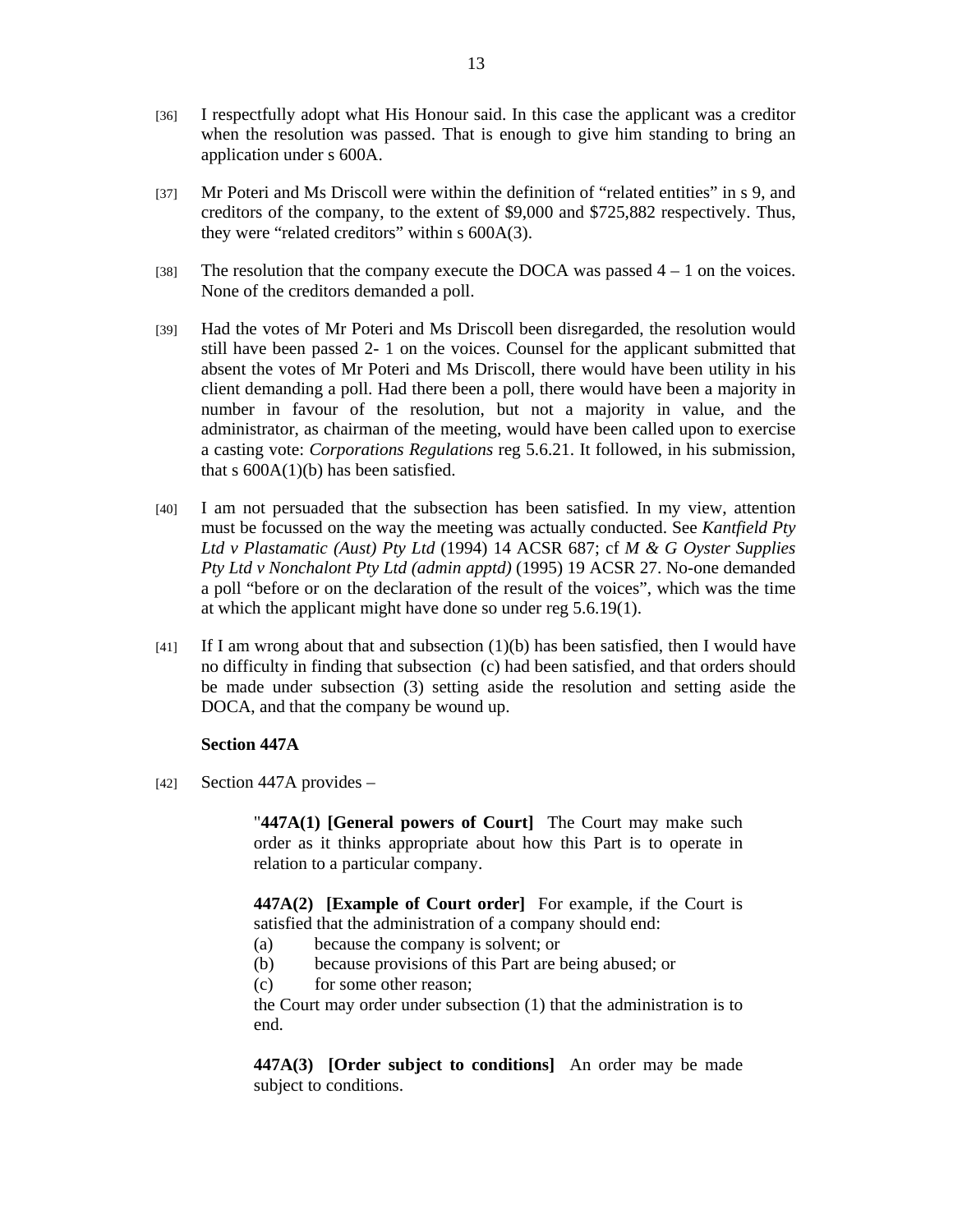[36] I respectfully adopt what His Honour said. In this case the applicant was a creditor when the resolution was passed. That is enough to give him standing to bring an application under s 600A.

[37] Mr Poteri and Ms Driscoll were within the definition of "related entities" in s 9, and creditors of the company, to the extent of $9,000 and $725,882 respectively. Thus, they were "related creditors" within s 600A(3).

[38] The resolution that the company execute the DOCA was passed 4 – 1 on the voices. None of the creditors demanded a poll.

[39] Had the votes of Mr Poteri and Ms Driscoll been disregarded, the resolution would still have been passed 2- 1 on the voices. Counsel for the applicant submitted that absent the votes of Mr Poteri and Ms Driscoll, there would have been utility in his client demanding a poll. Had there been a poll, there would have been a majority in number in favour of the resolution, but not a majority in value, and the administrator, as chairman of the meeting, would have been called upon to exercise a casting vote: *Corporations Regulations* reg 5.6.21. It followed, in his submission, that s 600A(1)(b) has been satisfied.

[40] I am not persuaded that the subsection has been satisfied. In my view, attention must be focussed on the way the meeting was actually conducted. See *Kantfield Pty Ltd v Plastamatic (Aust) Pty Ltd* (1994) 14 ACSR 687; cf *M & G Oyster Supplies Pty Ltd v Nonchalont Pty Ltd (admin apptd)* (1995) 19 ACSR 27. No-one demanded a poll "before or on the declaration of the result of the voices", which was the time at which the applicant might have done so under reg 5.6.19(1).

[41] If I am wrong about that and subsection (1)(b) has been satisfied, then I would have no difficulty in finding that subsection (c) had been satisfied, and that orders should be made under subsection (3) setting aside the resolution and setting aside the DOCA, and that the company be wound up.

**Section 447A**

[42] Section 447A provides –

> "**447A(1) [General powers of Court]** The Court may make such order as it thinks appropriate about how this Part is to operate in relation to a particular company.
>
> **447A(2) [Example of Court order]** For example, if the Court is satisfied that the administration of a company should end:
> (a) because the company is solvent; or
> (b) because provisions of this Part are being abused; or
> (c) for some other reason;
> the Court may order under subsection (1) that the administration is to end.
>
> **447A(3) [Order subject to conditions]** An order may be made subject to conditions.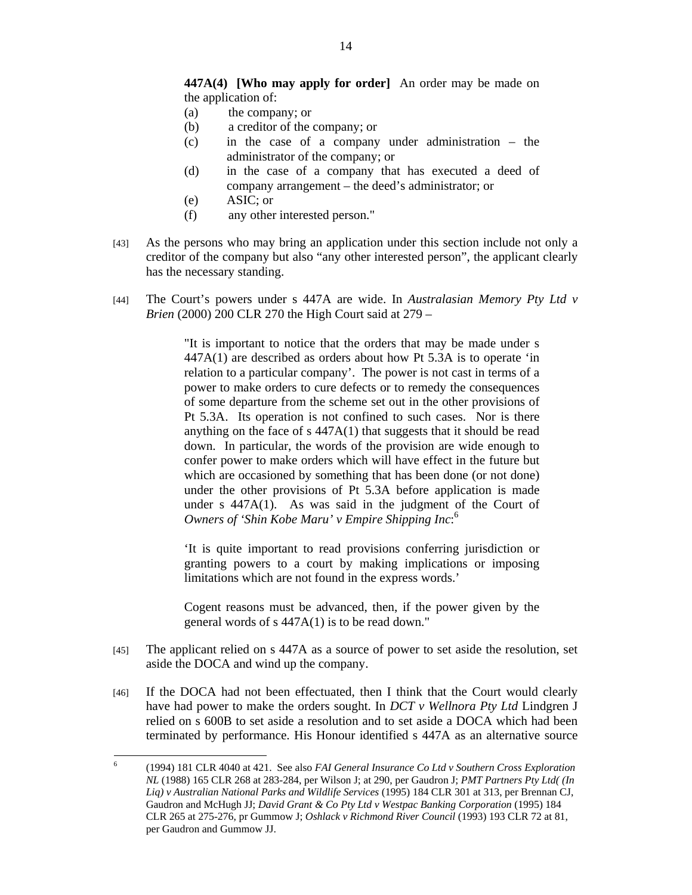> **447A(4) [Who may apply for order]** An order may be made on the application of:
>
> (a) the company; or
>
> (b) a creditor of the company; or
>
> (c) in the case of a company under administration – the administrator of the company; or
>
> (d) in the case of a company that has executed a deed of company arrangement – the deed's administrator; or
>
> (e) ASIC; or
>
> (f) any other interested person."

[43] As the persons who may bring an application under this section include not only a creditor of the company but also "any other interested person", the applicant clearly has the necessary standing.

[44] The Court's powers under s 447A are wide. In *Australasian Memory Pty Ltd v Brien* (2000) 200 CLR 270 the High Court said at 279 –

> "It is important to notice that the orders that may be made under s 447A(1) are described as orders about how Pt 5.3A is to operate 'in relation to a particular company'. The power is not cast in terms of a power to make orders to cure defects or to remedy the consequences of some departure from the scheme set out in the other provisions of Pt 5.3A. Its operation is not confined to such cases. Nor is there anything on the face of s 447A(1) that suggests that it should be read down. In particular, the words of the provision are wide enough to confer power to make orders which will have effect in the future but which are occasioned by something that has been done (or not done) under the other provisions of Pt 5.3A before application is made under s 447A(1). As was said in the judgment of the Court of *Owners of 'Shin Kobe Maru' v Empire Shipping Inc*:[6]
>
> 'It is quite important to read provisions conferring jurisdiction or granting powers to a court by making implications or imposing limitations which are not found in the express words.'
>
> Cogent reasons must be advanced, then, if the power given by the general words of s 447A(1) is to be read down."

[45] The applicant relied on s 447A as a source of power to set aside the resolution, set aside the DOCA and wind up the company.

[46] If the DOCA had not been effectuated, then I think that the Court would clearly have had power to make the orders sought. In *DCT v Wellnora Pty Ltd* Lindgren J relied on s 600B to set aside a resolution and to set aside a DOCA which had been terminated by performance. His Honour identified s 447A as an alternative source

---

[6] (1994) 181 CLR 4040 at 421. See also *FAI General Insurance Co Ltd v Southern Cross Exploration NL* (1988) 165 CLR 268 at 283-284, per Wilson J; at 290, per Gaudron J; *PMT Partners Pty Ltd( (In Liq) v Australian National Parks and Wildlife Services* (1995) 184 CLR 301 at 313, per Brennan CJ, Gaudron and McHugh JJ; *David Grant & Co Pty Ltd v Westpac Banking Corporation* (1995) 184 CLR 265 at 275-276, pr Gummow J; *Oshlack v Richmond River Council* (1993) 193 CLR 72 at 81, per Gaudron and Gummow JJ.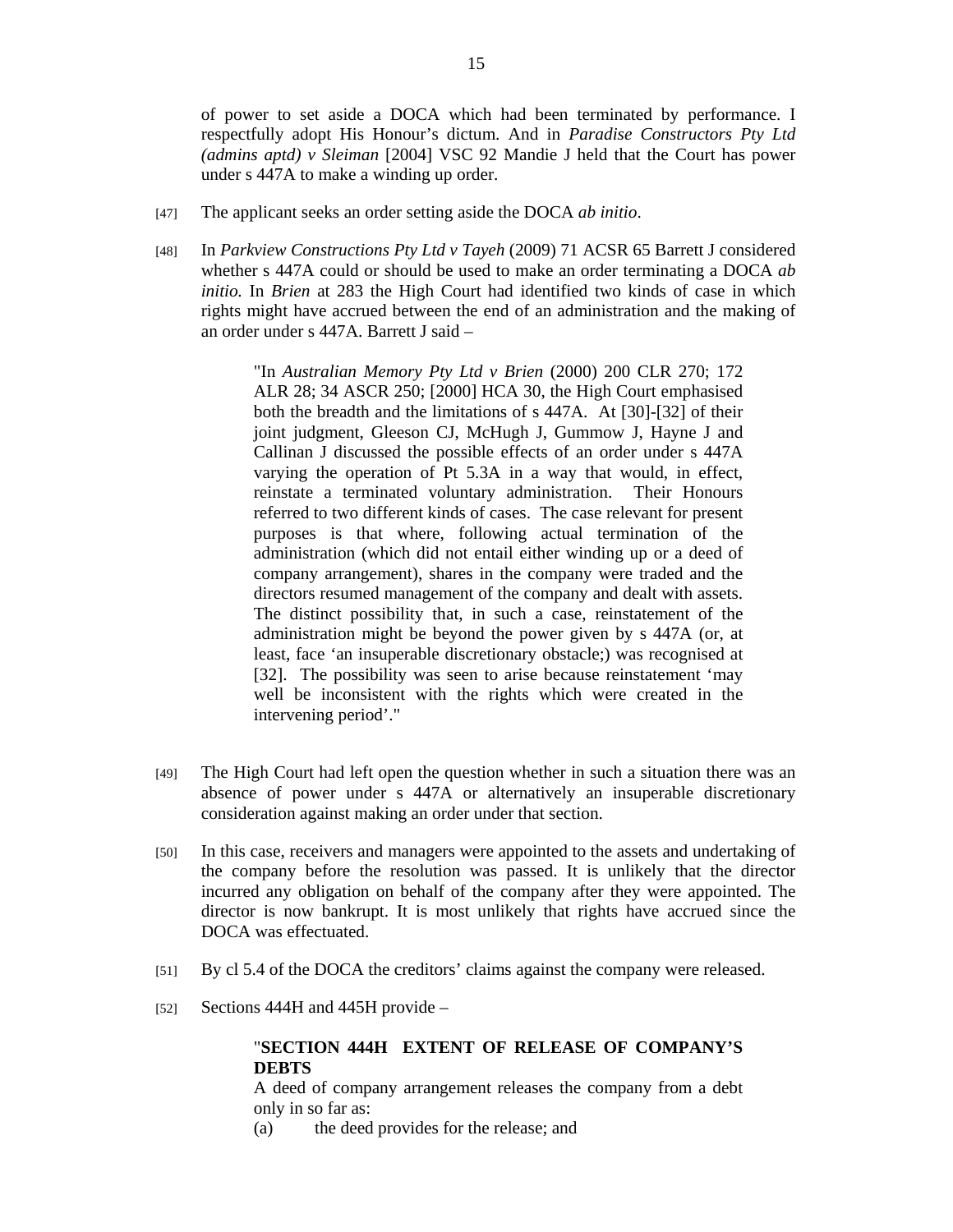of power to set aside a DOCA which had been terminated by performance. I respectfully adopt His Honour's dictum. And in *Paradise Constructors Pty Ltd (admins aptd) v Sleiman* [2004] VSC 92 Mandie J held that the Court has power under s 447A to make a winding up order.

[47] The applicant seeks an order setting aside the DOCA *ab initio*.

[48] In *Parkview Constructions Pty Ltd v Tayeh* (2009) 71 ACSR 65 Barrett J considered whether s 447A could or should be used to make an order terminating a DOCA *ab initio.* In *Brien* at 283 the High Court had identified two kinds of case in which rights might have accrued between the end of an administration and the making of an order under s 447A. Barrett J said –

> "In *Australian Memory Pty Ltd v Brien* (2000) 200 CLR 270; 172 ALR 28; 34 ASCR 250; [2000] HCA 30, the High Court emphasised both the breadth and the limitations of s 447A. At [30]-[32] of their joint judgment, Gleeson CJ, McHugh J, Gummow J, Hayne J and Callinan J discussed the possible effects of an order under s 447A varying the operation of Pt 5.3A in a way that would, in effect, reinstate a terminated voluntary administration. Their Honours referred to two different kinds of cases. The case relevant for present purposes is that where, following actual termination of the administration (which did not entail either winding up or a deed of company arrangement), shares in the company were traded and the directors resumed management of the company and dealt with assets. The distinct possibility that, in such a case, reinstatement of the administration might be beyond the power given by s 447A (or, at least, face 'an insuperable discretionary obstacle;) was recognised at [32]. The possibility was seen to arise because reinstatement 'may well be inconsistent with the rights which were created in the intervening period'."

[49] The High Court had left open the question whether in such a situation there was an absence of power under s 447A or alternatively an insuperable discretionary consideration against making an order under that section.

[50] In this case, receivers and managers were appointed to the assets and undertaking of the company before the resolution was passed. It is unlikely that the director incurred any obligation on behalf of the company after they were appointed. The director is now bankrupt. It is most unlikely that rights have accrued since the DOCA was effectuated.

[51] By cl 5.4 of the DOCA the creditors' claims against the company were released.

[52] Sections 444H and 445H provide –

> "**SECTION 444H EXTENT OF RELEASE OF COMPANY'S DEBTS**
>
> A deed of company arrangement releases the company from a debt only in so far as:
>
> (a) the deed provides for the release; and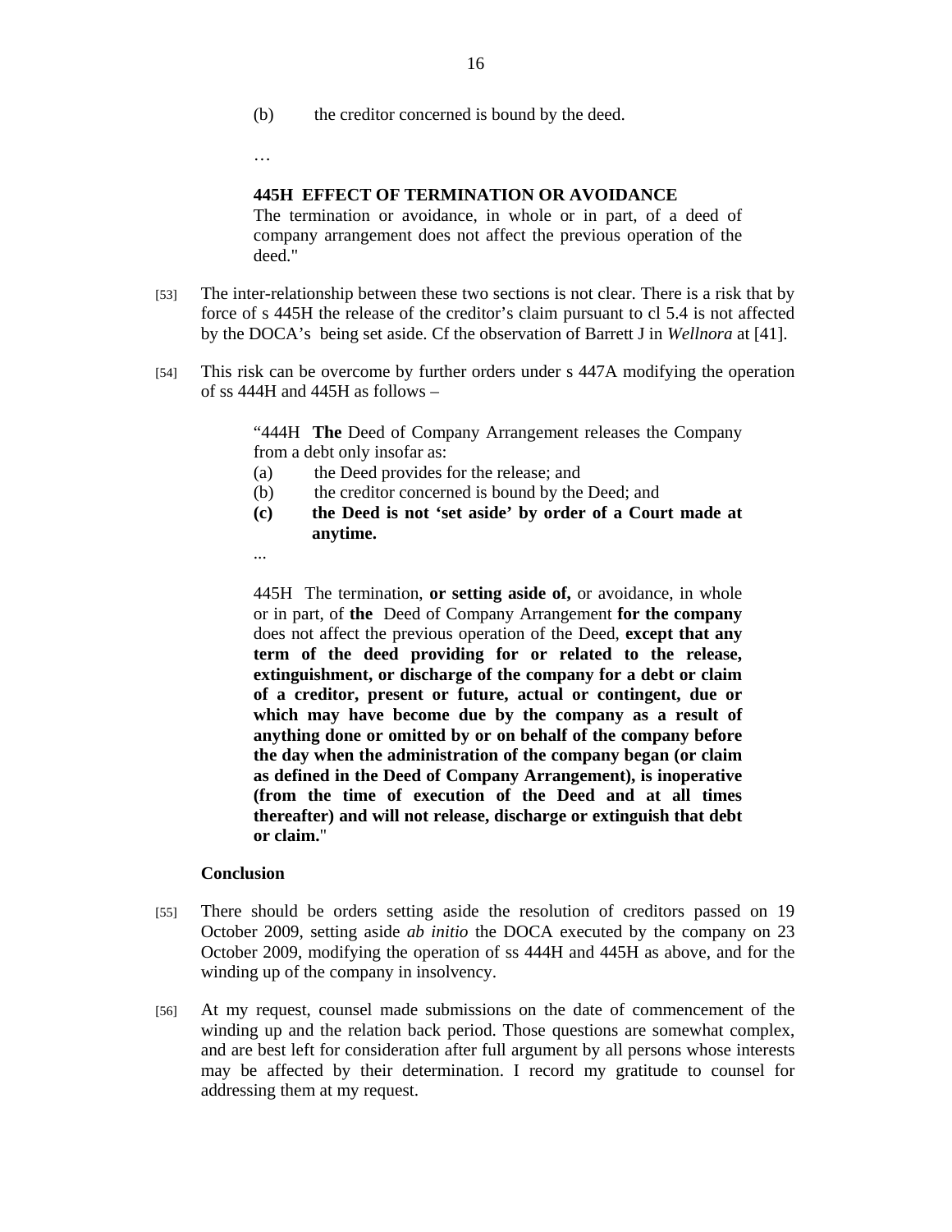> (b) the creditor concerned is bound by the deed.
>
> …
>
> **445H EFFECT OF TERMINATION OR AVOIDANCE**
>
> The termination or avoidance, in whole or in part, of a deed of company arrangement does not affect the previous operation of the deed."

[53] The inter-relationship between these two sections is not clear. There is a risk that by force of s 445H the release of the creditor's claim pursuant to cl 5.4 is not affected by the DOCA's being set aside. Cf the observation of Barrett J in *Wellnora* at [41].

[54] This risk can be overcome by further orders under s 447A modifying the operation of ss 444H and 445H as follows –

> "444H **The** Deed of Company Arrangement releases the Company from a debt only insofar as:
>
> (a) the Deed provides for the release; and
>
> (b) the creditor concerned is bound by the Deed; and
>
> **(c) the Deed is not 'set aside' by order of a Court made at anytime.**
>
> ...
>
> 445H The termination, **or setting aside of,** or avoidance, in whole or in part, of **the** Deed of Company Arrangement **for the company** does not affect the previous operation of the Deed, **except that any term of the deed providing for or related to the release, extinguishment, or discharge of the company for a debt or claim of a creditor, present or future, actual or contingent, due or which may have become due by the company as a result of anything done or omitted by or on behalf of the company before the day when the administration of the company began (or claim as defined in the Deed of Company Arrangement), is inoperative (from the time of execution of the Deed and at all times thereafter) and will not release, discharge or extinguish that debt or claim.**"

**Conclusion**

[55] There should be orders setting aside the resolution of creditors passed on 19 October 2009, setting aside *ab initio* the DOCA executed by the company on 23 October 2009, modifying the operation of ss 444H and 445H as above, and for the winding up of the company in insolvency.

[56] At my request, counsel made submissions on the date of commencement of the winding up and the relation back period. Those questions are somewhat complex, and are best left for consideration after full argument by all persons whose interests may be affected by their determination. I record my gratitude to counsel for addressing them at my request.